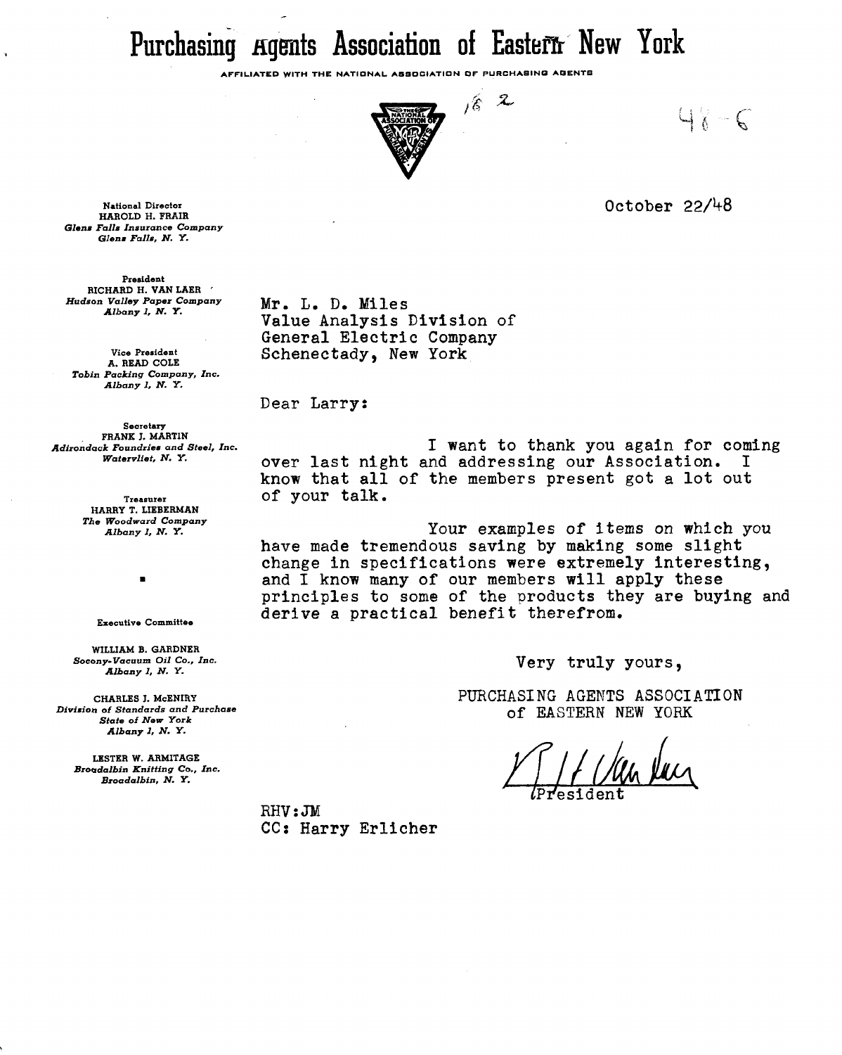# Purchasing Agents Association of Eastern New York

AFFILIATED WITH THE NATIONAL ASSOCIATION OF PURCHASING AGENTS

16 2

48-6

October 22/48

National Director
HAROLD H. FRAIR
*Glens Falls Insurance Company*
*Glens Falls, N. Y.*

President
RICHARD H. VAN LAER
*Hudson Valley Paper Company*
*Albany 1, N. Y.*

Vice President
A. READ COLE
*Tobin Packing Company, Inc.*
*Albany 1, N. Y.*

Secretary
FRANK J. MARTIN
*Adirondack Foundries and Steel, Inc.*
*Watervliet, N. Y.*

Treasurer
HARRY T. LIEBERMAN
*The Woodward Company*
*Albany 1, N. Y.*

Executive Committee

WILLIAM B. GARDNER
*Socony-Vacuum Oil Co., Inc.*
*Albany 1, N. Y.*

CHARLES J. McENIRY
*Division of Standards and Purchase*
*State of New York*
*Albany 1, N. Y.*

LESTER W. ARMITAGE
*Broadalbin Knitting Co., Inc.*
*Broadalbin, N. Y.*

Mr. L. D. Miles
Value Analysis Division of
General Electric Company
Schenectady, New York

Dear Larry:

I want to thank you again for coming over last night and addressing our Association. I know that all of the members present got a lot out of your talk.

Your examples of items on which you have made tremendous saving by making some slight change in specifications were extremely interesting, and I know many of our members will apply these principles to some of the products they are buying and derive a practical benefit therefrom.

Very truly yours,

PURCHASING AGENTS ASSOCIATION
of EASTERN NEW YORK

R H Van Laer
President

RHV:JM
CC: Harry Erlicher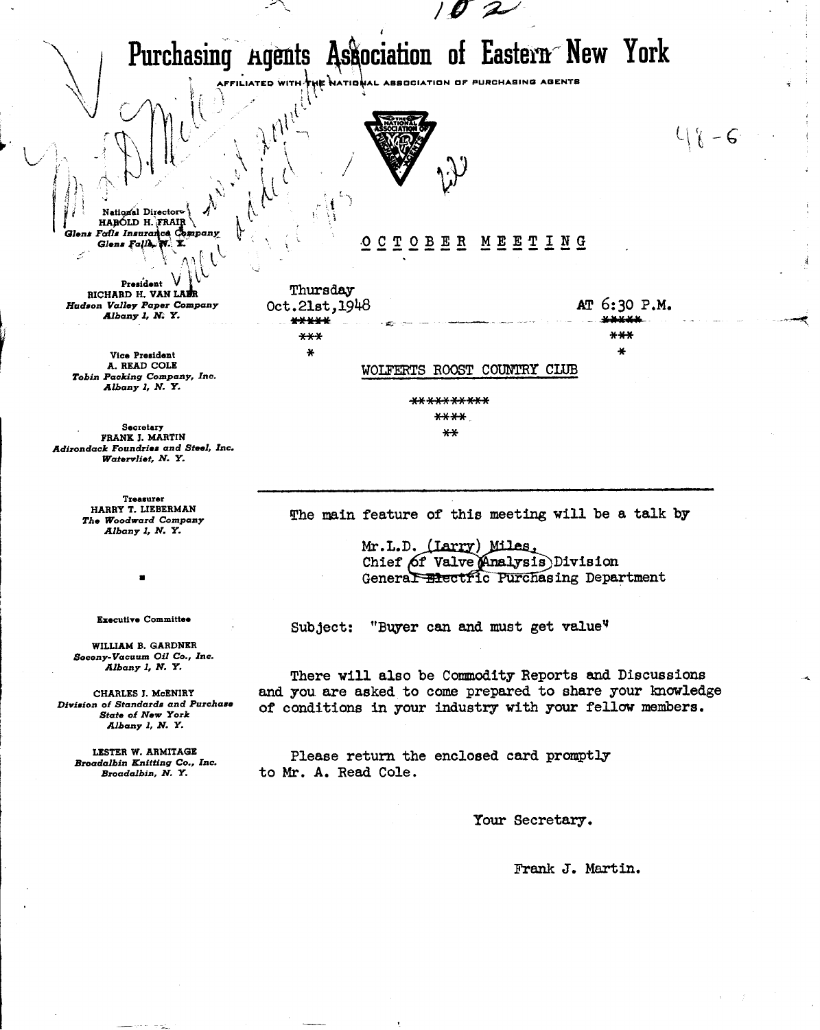# Purchasing Agents Association of Eastern New York

AFFILIATED WITH THE NATIONAL ASSOCIATION OF PURCHASING AGENTS

48-6

National Director
HAROLD H. FRAIR
*Glens Falls Insurance Company*
*Glens Falls, N. Y.*

President
RICHARD H. VAN LAER
*Hudson Valley Paper Company*
*Albany 1, N. Y.*

Vice President
A. READ COLE
*Tobin Packing Company, Inc.*
*Albany 1, N. Y.*

Secretary
FRANK J. MARTIN
*Adirondack Foundries and Steel, Inc.*
*Watervliet, N. Y.*

Treasurer
HARRY T. LIEBERMAN
*The Woodward Company*
*Albany 1, N. Y.*

Executive Committee

WILLIAM B. GARDNER
*Socony-Vacuum Oil Co., Inc.*
*Albany 1, N. Y.*

CHARLES J. McENIRY
*Division of Standards and Purchase*
*State of New York*
*Albany 1, N. Y.*

LESTER W. ARMITAGE
*Broadalbin Knitting Co., Inc.*
*Broadalbin, N. Y.*

## OCTOBER MEETING

Thursday
Oct.21st,1948

AT 6:30 P.M.

WOLFERTS ROOST COUNTRY CLUB

---

The main feature of this meeting will be a talk by

Mr.L.D. (Larry) Miles,
Chief of Valve Analysis Division
General Electric Purchasing Department

Subject: "Buyer can and must get value"

There will also be Commodity Reports and Discussions and you are asked to come prepared to share your knowledge of conditions in your industry with your fellow members.

Please return the enclosed card promptly to Mr. A. Read Cole.

Your Secretary.

Frank J. Martin.